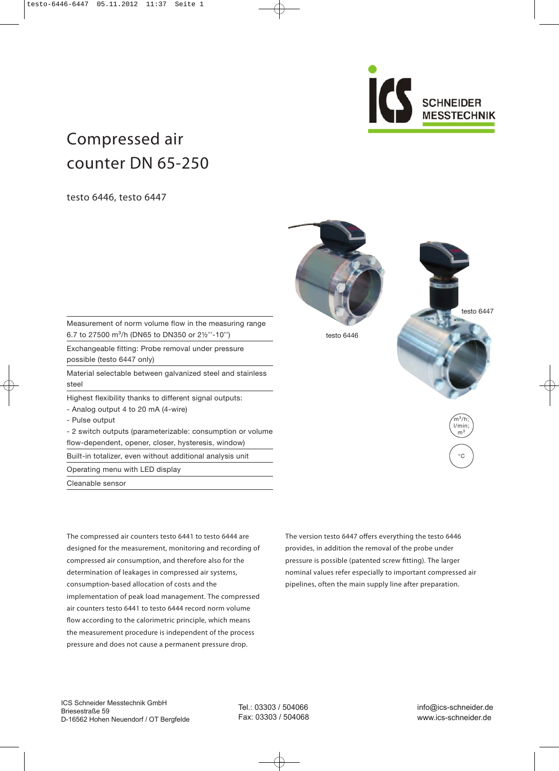# Compressed air counter DN 65-250

testo 6446, testo 6447

testo 6446

testo 6447

- Measurement of norm volume flow in the measuring range 6.7 to 27500 $m^3$/h (DN65 to DN350 or 2½''-10'')
- Exchangeable fitting: Probe removal under pressure possible (testo 6447 only)
- Material selectable between galvanized steel and stainless steel
- Highest flexibility thanks to different signal outputs:
  - Analog output 4 to 20 mA (4-wire)
  - Pulse output
  - 2 switch outputs (parameterizable: consumption or volume flow-dependent, opener, closer, hysteresis, window)
- Built-in totalizer, even without additional analysis unit
- Operating menu with LED display
- Cleanable sensor

$m^3$/h; l/min; $m^3$

°C

The compressed air counters testo 6441 to testo 6444 are designed for the measurement, monitoring and recording of compressed air consumption, and therefore also for the determination of leakages in compressed air systems, consumption-based allocation of costs and the implementation of peak load management. The compressed air counters testo 6441 to testo 6444 record norm volume flow according to the calorimetric principle, which means the measurement procedure is independent of the process pressure and does not cause a permanent pressure drop.

The version testo 6447 offers everything the testo 6446 provides, in addition the removal of the probe under pressure is possible (patented screw fitting). The larger nominal values refer especially to important compressed air pipelines, often the main supply line after preparation.

ICS Schneider Messtechnik GmbH
Briesestraße 59
D-16562 Hohen Neuendorf / OT Bergfelde

Tel.: 03303 / 504066
Fax: 03303 / 504068

info@ics-schneider.de
www.ics-schneider.de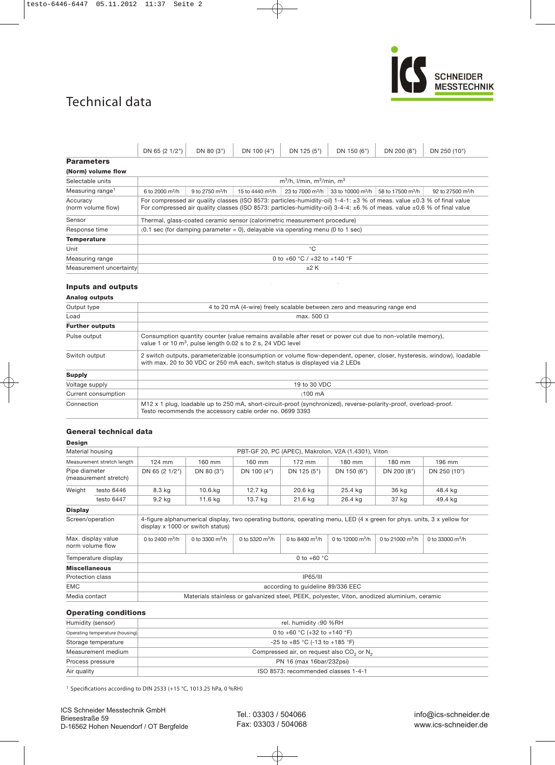# Technical data

| | DN 65 (2 1/2") | DN 80 (3") | DN 100 (4") | DN 125 (5") | DN 150 (6") | DN 200 (8") | DN 250 (10") |
|---|---|---|---|---|---|---|---|
| **Parameters** | | | | | | | |
| **(Norm) volume flow** | | | | | | | |
| Selectable units | $m^3/h$, l/min, $m^3/min$, $m^3$ | | | | | | |
| Measuring range[1] | 6 to 2000 $m^3/h$ | 9 to 2750 $m^3/h$ | 15 to 4440 $m^3/h$ | 23 to 7000 $m^3/h$ | 33 to 10000 $m^3/h$ | 58 to 17500 $m^3/h$ | 92 to 27500 $m^3/h$ |
| Accuracy (norm volume flow) | For compressed air quality classes (ISO 8573: particles-humidity-oil) 1-4-1: ±3 % of meas. value ±0.3 % of final value<br>For compressed air quality classes (ISO 8573: particles-humidity-oil) 3-4-4: ±6 % of meas. value ±0,6 % of final value | | | | | | |
| Sensor | Thermal, glass-coated ceramic sensor (calorimetric measurement procedure) | | | | | | |
| Response time | ‹0.1 sec (for damping parameter = 0), delayable via operating menu (0 to 1 sec) | | | | | | |
| **Temperature** | | | | | | | |
| Unit | °C | | | | | | |
| Measuring range | 0 to +60 °C / +32 to +140 °F | | | | | | |
| Measurement uncertainty | ±2 K | | | | | | |

## Inputs and outputs

| **Analog outputs** | |
|---|---|
| Output type | 4 to 20 mA (4-wire) freely scalable between zero and measuring range end |
| Load | max. 500 Ω |
| **Further outputs** | |
| Pulse output | Consumption quantity counter (value remains available after reset or power cut due to non-volatile memory), value 1 or 10 $m^3$, pulse length 0.02 s to 2 s, 24 VDC level |
| Switch output | 2 switch outputs, parameterizable (consumption or volume flow-dependent, opener, closer, hysteresis, window), loadable with max. 20 to 30 VDC or 250 mA each, switch status is displayed via 2 LEDs |
| **Supply** | |
| Voltage supply | 19 to 30 VDC |
| Current consumption | ‹100 mA |
| Connection | M12 x 1 plug, loadable up to 250 mA, short-circuit-proof (synchronized), reverse-polarity-proof, overload-proof. Testo recommends the accessory cable order no. 0699 3393 |

## General technical data

| **Design** | | | | | | | | |
|---|---|---|---|---|---|---|---|---|
| Material housing | | PBT-GF 20, PC (APEC), Makrolon, V2A (1.4301), Viton | | | | | | |
| Measurement stretch length | | 124 mm | 160 mm | 160 mm | 172 mm | 180 mm | 180 mm | 196 mm |
| Pipe diameter (measurement stretch) | | DN 65 (2 1/2") | DN 80 (3") | DN 100 (4") | DN 125 (5") | DN 150 (6") | DN 200 (8") | DN 250 (10") |
| Weight | testo 6446 | 8.3 kg | 10.6.kg | 12.7 kg | 20.6 kg | 25.4 kg | 36 kg | 48.4 kg |
| | testo 6447 | 9.2 kg | 11.6 kg | 13.7 kg | 21.6 kg | 26.4 kg | 37 kg | 49.4 kg |
| **Display** | | | | | | | | |
| Screen/operation | | 4-figure alphanumerical display, two operating buttons, operating menu, LED (4 x green for phys. units, 3 x yellow for display x 1000 or switch status) | | | | | | |
| Max. display value norm volume flow | | 0 to 2400 $m^3/h$ | 0 to 3300 $m^3/h$ | 0 to 5320 $m^3/h$ | 0 to 8400 $m^3/h$ | 0 to 12000 $m^3/h$ | 0 to 21000 $m^3/h$ | 0 to 33000 $m^3/h$ |
| Temperature display | | 0 to +60 °C | | | | | | |
| **Miscellaneous** | | | | | | | | |
| Protection class | | IP65/III | | | | | | |
| EMC | | according to guideline 89/336 EEC | | | | | | |
| Media contact | | Materials stainless or galvanized steel, PEEK, polyester, Viton, anodized aluminium, ceramic | | | | | | |

## Operating conditions

| | |
|---|---|
| Humidity (sensor) | rel. humidity ‹90 %RH |
| Operating temperature (housing) | 0 to +60 °C (+32 to +140 °F) |
| Storage temperature | -25 to +85 °C (-13 to +185 °F) |
| Measurement medium | Compressed air, on request also $CO_2$ or $N_2$ |
| Process pressure | PN 16 (max 16bar/232psi) |
| Air quality | ISO 8573: recommended classes 1-4-1 |

[1] Specifications according to DIN 2533 (+15 °C, 1013.25 hPa, 0 %RH)

ICS Schneider Messtechnik GmbH
Briesestraße 59
D-16562 Hohen Neuendorf / OT Bergfelde

Tel.: 03303 / 504066
Fax: 03303 / 504068

info@ics-schneider.de
www.ics-schneider.de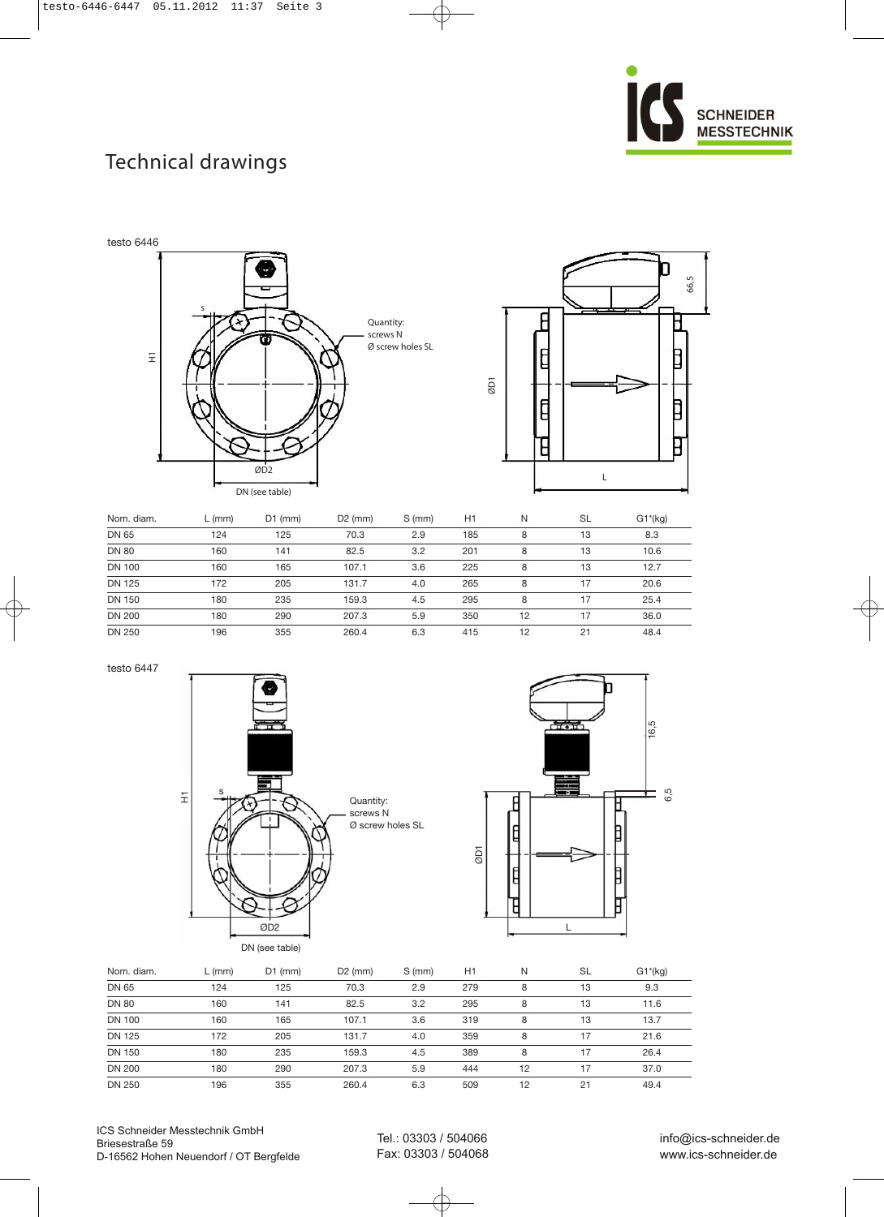# Technical drawings

testo 6446

Quantity:
screws N
Ø screw holes SL

| Nom. diam. | L (mm) | D1 (mm) | D2 (mm) | S (mm) | H1 | N | SL | G1*(kg) |
|---|---|---|---|---|---|---|---|---|
| DN 65 | 124 | 125 | 70.3 | 2.9 | 185 | 8 | 13 | 8.3 |
| DN 80 | 160 | 141 | 82.5 | 3.2 | 201 | 8 | 13 | 10.6 |
| DN 100 | 160 | 165 | 107.1 | 3.6 | 225 | 8 | 13 | 12.7 |
| DN 125 | 172 | 205 | 131.7 | 4.0 | 265 | 8 | 17 | 20.6 |
| DN 150 | 180 | 235 | 159.3 | 4.5 | 295 | 8 | 17 | 25.4 |
| DN 200 | 180 | 290 | 207.3 | 5.9 | 350 | 12 | 17 | 36.0 |
| DN 250 | 196 | 355 | 260.4 | 6.3 | 415 | 12 | 21 | 48.4 |

testo 6447

Quantity:
screws N
Ø screw holes SL

| Nom. diam. | L (mm) | D1 (mm) | D2 (mm) | S (mm) | H1 | N | SL | G1*(kg) |
|---|---|---|---|---|---|---|---|---|
| DN 65 | 124 | 125 | 70.3 | 2.9 | 279 | 8 | 13 | 9.3 |
| DN 80 | 160 | 141 | 82.5 | 3.2 | 295 | 8 | 13 | 11.6 |
| DN 100 | 160 | 165 | 107.1 | 3.6 | 319 | 8 | 13 | 13.7 |
| DN 125 | 172 | 205 | 131.7 | 4.0 | 359 | 8 | 17 | 21.6 |
| DN 150 | 180 | 235 | 159.3 | 4.5 | 389 | 8 | 17 | 26.4 |
| DN 200 | 180 | 290 | 207.3 | 5.9 | 444 | 12 | 17 | 37.0 |
| DN 250 | 196 | 355 | 260.4 | 6.3 | 509 | 12 | 21 | 49.4 |

ICS Schneider Messtechnik GmbH
Briesestraße 59
D-16562 Hohen Neuendorf / OT Bergfelde

Tel.: 03303 / 504066
Fax: 03303 / 504068

info@ics-schneider.de
www.ics-schneider.de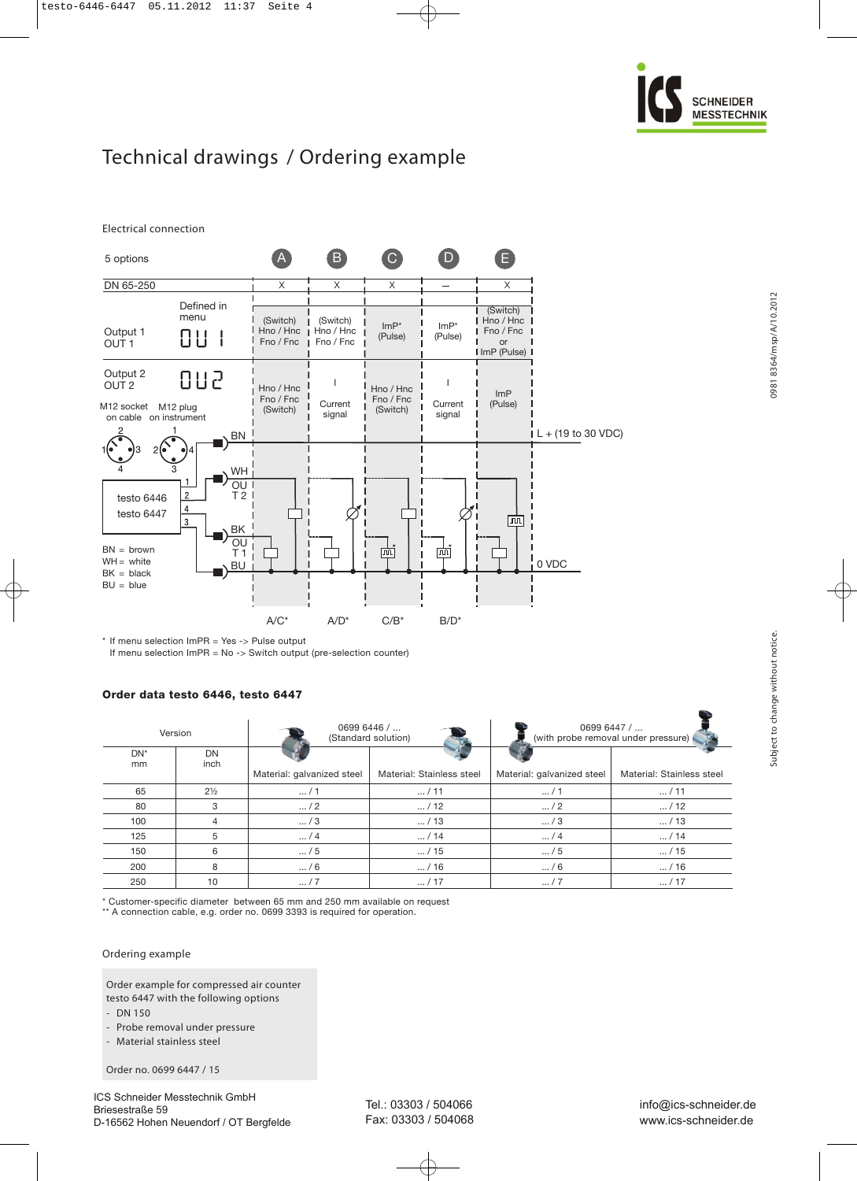# Technical drawings / Ordering example

Electrical connection

| 5 options | | A | B | C | D | E |
|---|---|---|---|---|---|---|
| DN 65-250 | | X | X | X | – | X |
| Output 1 OUT 1 | Defined in menu OU1 | (Switch) Hno / Hnc Fno / Fnc | (Switch) Hno / Hnc Fno / Fnc | ImP* (Pulse) | ImP* (Pulse) | (Switch) Hno / Hnc Fno / Fnc or ImP (Pulse) |
| Output 2 OUT 2 | OU2 | Hno / Hnc Fno / Fnc (Switch) | I Current signal | Hno / Hnc Fno / Fnc (Switch) | I Current signal | ImP (Pulse) |
| | | A/C* | A/D* | C/B* | B/D* | |

M12 socket on cable

M12 plug on instrument

testo 6446

testo 6447

BN

WH

OUT 2

BK

OUT 1

BU

L + (19 to 30 VDC)

0 VDC

BN = brown
WH = white
BK = black
BU = blue

\* If menu selection ImPR = Yes -> Pulse output
If menu selection ImPR = No -> Switch output (pre-selection counter)

**Order data testo 6446, testo 6447**

| Version | | 0699 6446 / ... (Standard solution) | | 0699 6447 / ... (with probe removal under pressure) | |
|---|---|---|---|---|---|
| DN* mm | DN inch | Material: galvanized steel | Material: Stainless steel | Material: galvanized steel | Material: Stainless steel |
| 65 | 2½ | ... / 1 | ... / 11 | ... / 1 | ... / 11 |
| 80 | 3 | ... / 2 | ... / 12 | ... / 2 | ... / 12 |
| 100 | 4 | ... / 3 | ... / 13 | ... / 3 | ... / 13 |
| 125 | 5 | ... / 4 | ... / 14 | ... / 4 | ... / 14 |
| 150 | 6 | ... / 5 | ... / 15 | ... / 5 | ... / 15 |
| 200 | 8 | ... / 6 | ... / 16 | ... / 6 | ... / 16 |
| 250 | 10 | ... / 7 | ... / 17 | ... / 7 | ... / 17 |

\* Customer-specific diameter between 65 mm and 250 mm available on request
\*\* A connection cable, e.g. order no. 0699 3393 is required for operation.

Ordering example

Order example for compressed air counter testo 6447 with the following options
- DN 150
- Probe removal under pressure
- Material stainless steel

Order no. 0699 6447 / 15

0981 8364/msp/A/10.2012

Subject to change without notice.

ICS Schneider Messtechnik GmbH
Briesestraße 59
D-16562 Hohen Neuendorf / OT Bergfelde

Tel.: 03303 / 504066
Fax: 03303 / 504068

info@ics-schneider.de
www.ics-schneider.de